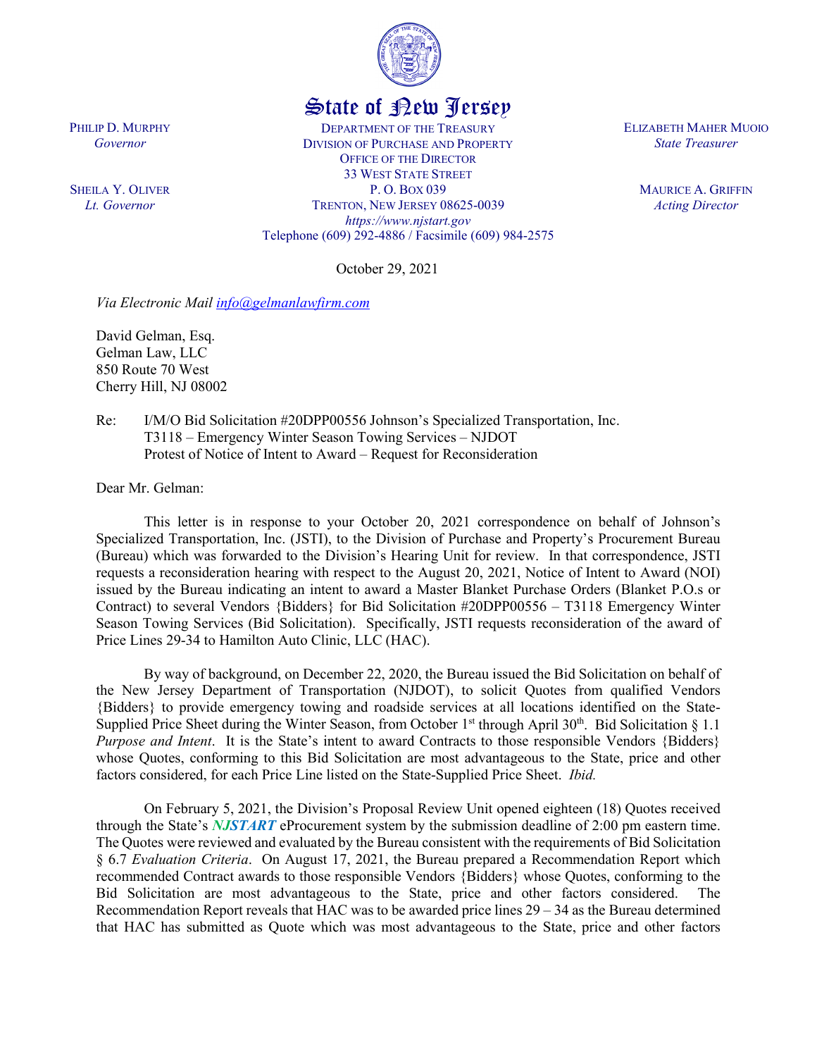State of New Jersey

DEPARTMENT OF THE TREASURY
DIVISION OF PURCHASE AND PROPERTY
OFFICE OF THE DIRECTOR
33 WEST STATE STREET
P. O. BOX 039
TRENTON, NEW JERSEY 08625-0039
*https://www.njstart.gov*
Telephone (609) 292-4886 / Facsimile (609) 984-2575

PHILIP D. MURPHY
*Governor*

SHEILA Y. OLIVER
*Lt. Governor*

ELIZABETH MAHER MUOIO
*State Treasurer*

MAURICE A. GRIFFIN
*Acting Director*

October 29, 2021

*Via Electronic Mail* info@gelmanlawfirm.com

David Gelman, Esq.
Gelman Law, LLC
850 Route 70 West
Cherry Hill, NJ 08002

Re: I/M/O Bid Solicitation #20DPP00556 Johnson's Specialized Transportation, Inc.
T3118 – Emergency Winter Season Towing Services – NJDOT
Protest of Notice of Intent to Award – Request for Reconsideration

Dear Mr. Gelman:

This letter is in response to your October 20, 2021 correspondence on behalf of Johnson's Specialized Transportation, Inc. (JSTI), to the Division of Purchase and Property's Procurement Bureau (Bureau) which was forwarded to the Division's Hearing Unit for review. In that correspondence, JSTI requests a reconsideration hearing with respect to the August 20, 2021, Notice of Intent to Award (NOI) issued by the Bureau indicating an intent to award a Master Blanket Purchase Orders (Blanket P.O.s or Contract) to several Vendors {Bidders} for Bid Solicitation #20DPP00556 – T3118 Emergency Winter Season Towing Services (Bid Solicitation). Specifically, JSTI requests reconsideration of the award of Price Lines 29-34 to Hamilton Auto Clinic, LLC (HAC).

By way of background, on December 22, 2020, the Bureau issued the Bid Solicitation on behalf of the New Jersey Department of Transportation (NJDOT), to solicit Quotes from qualified Vendors {Bidders} to provide emergency towing and roadside services at all locations identified on the State-Supplied Price Sheet during the Winter Season, from October 1st through April 30th. Bid Solicitation § 1.1 *Purpose and Intent*. It is the State's intent to award Contracts to those responsible Vendors {Bidders} whose Quotes, conforming to this Bid Solicitation are most advantageous to the State, price and other factors considered, for each Price Line listed on the State-Supplied Price Sheet. *Ibid.*

On February 5, 2021, the Division's Proposal Review Unit opened eighteen (18) Quotes received through the State's ***NJSTART*** eProcurement system by the submission deadline of 2:00 pm eastern time. The Quotes were reviewed and evaluated by the Bureau consistent with the requirements of Bid Solicitation § 6.7 *Evaluation Criteria*. On August 17, 2021, the Bureau prepared a Recommendation Report which recommended Contract awards to those responsible Vendors {Bidders} whose Quotes, conforming to the Bid Solicitation are most advantageous to the State, price and other factors considered. The Recommendation Report reveals that HAC was to be awarded price lines 29 – 34 as the Bureau determined that HAC has submitted as Quote which was most advantageous to the State, price and other factors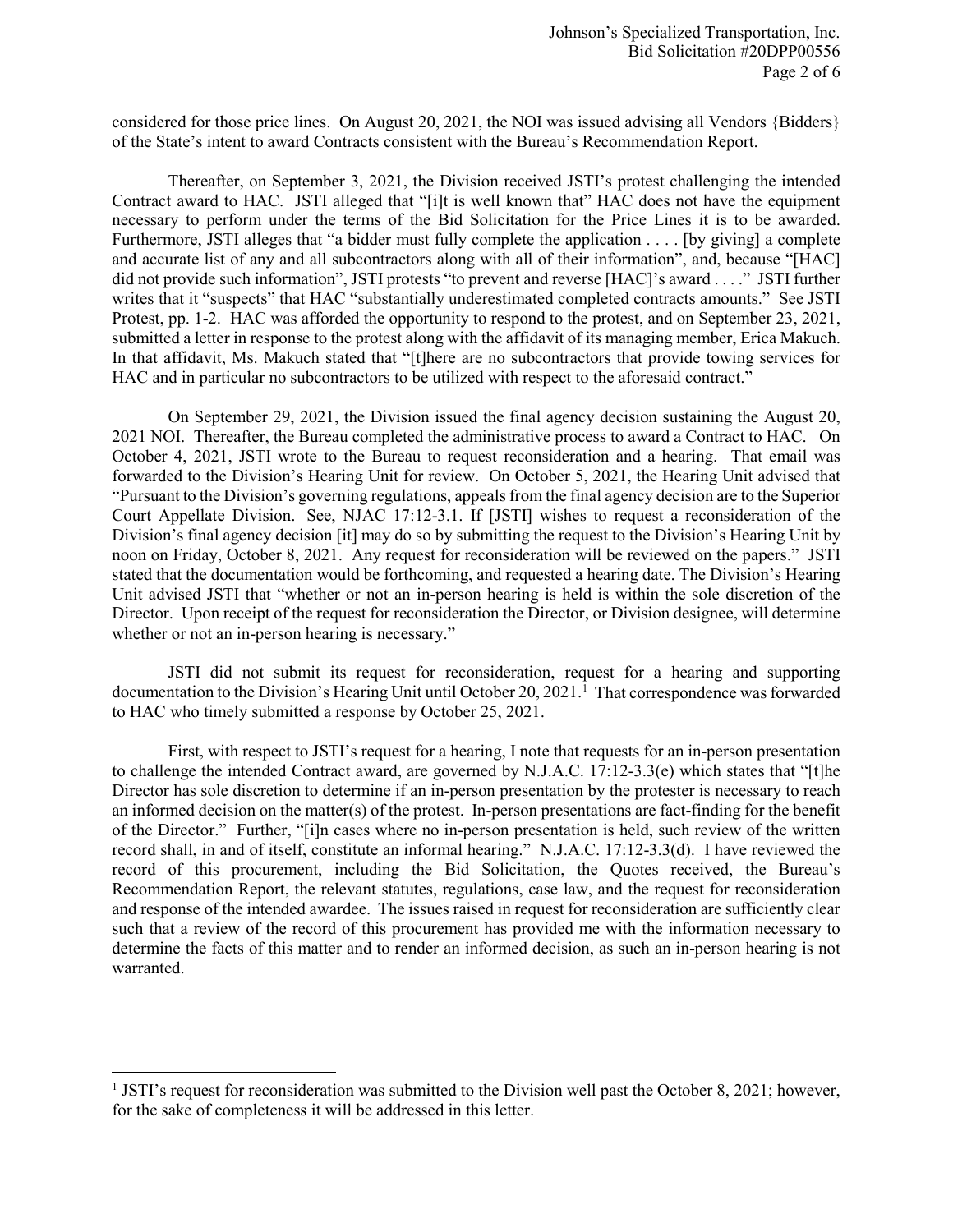considered for those price lines. On August 20, 2021, the NOI was issued advising all Vendors {Bidders} of the State's intent to award Contracts consistent with the Bureau's Recommendation Report.

Thereafter, on September 3, 2021, the Division received JSTI's protest challenging the intended Contract award to HAC. JSTI alleged that "[i]t is well known that" HAC does not have the equipment necessary to perform under the terms of the Bid Solicitation for the Price Lines it is to be awarded. Furthermore, JSTI alleges that "a bidder must fully complete the application . . . . [by giving] a complete and accurate list of any and all subcontractors along with all of their information", and, because "[HAC] did not provide such information", JSTI protests "to prevent and reverse [HAC]'s award . . . ." JSTI further writes that it "suspects" that HAC "substantially underestimated completed contracts amounts." See JSTI Protest, pp. 1-2. HAC was afforded the opportunity to respond to the protest, and on September 23, 2021, submitted a letter in response to the protest along with the affidavit of its managing member, Erica Makuch. In that affidavit, Ms. Makuch stated that "[t]here are no subcontractors that provide towing services for HAC and in particular no subcontractors to be utilized with respect to the aforesaid contract."

On September 29, 2021, the Division issued the final agency decision sustaining the August 20, 2021 NOI. Thereafter, the Bureau completed the administrative process to award a Contract to HAC. On October 4, 2021, JSTI wrote to the Bureau to request reconsideration and a hearing. That email was forwarded to the Division's Hearing Unit for review. On October 5, 2021, the Hearing Unit advised that "Pursuant to the Division's governing regulations, appeals from the final agency decision are to the Superior Court Appellate Division. See, NJAC 17:12-3.1. If [JSTI] wishes to request a reconsideration of the Division's final agency decision [it] may do so by submitting the request to the Division's Hearing Unit by noon on Friday, October 8, 2021. Any request for reconsideration will be reviewed on the papers." JSTI stated that the documentation would be forthcoming, and requested a hearing date. The Division's Hearing Unit advised JSTI that "whether or not an in-person hearing is held is within the sole discretion of the Director. Upon receipt of the request for reconsideration the Director, or Division designee, will determine whether or not an in-person hearing is necessary."

JSTI did not submit its request for reconsideration, request for a hearing and supporting documentation to the Division's Hearing Unit until October 20, 2021.[1] That correspondence was forwarded to HAC who timely submitted a response by October 25, 2021.

First, with respect to JSTI's request for a hearing, I note that requests for an in-person presentation to challenge the intended Contract award, are governed by N.J.A.C. 17:12-3.3(e) which states that "[t]he Director has sole discretion to determine if an in-person presentation by the protester is necessary to reach an informed decision on the matter(s) of the protest. In-person presentations are fact-finding for the benefit of the Director." Further, "[i]n cases where no in-person presentation is held, such review of the written record shall, in and of itself, constitute an informal hearing." N.J.A.C. 17:12-3.3(d). I have reviewed the record of this procurement, including the Bid Solicitation, the Quotes received, the Bureau's Recommendation Report, the relevant statutes, regulations, case law, and the request for reconsideration and response of the intended awardee. The issues raised in request for reconsideration are sufficiently clear such that a review of the record of this procurement has provided me with the information necessary to determine the facts of this matter and to render an informed decision, as such an in-person hearing is not warranted.

---

[1] JSTI's request for reconsideration was submitted to the Division well past the October 8, 2021; however, for the sake of completeness it will be addressed in this letter.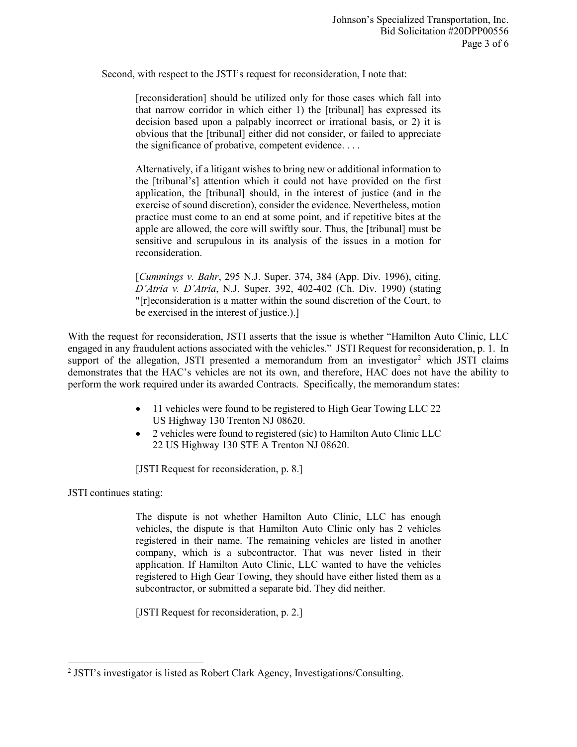Second, with respect to the JSTI's request for reconsideration, I note that:

> [reconsideration] should be utilized only for those cases which fall into that narrow corridor in which either 1) the [tribunal] has expressed its decision based upon a palpably incorrect or irrational basis, or 2) it is obvious that the [tribunal] either did not consider, or failed to appreciate the significance of probative, competent evidence. . . .
>
> Alternatively, if a litigant wishes to bring new or additional information to the [tribunal's] attention which it could not have provided on the first application, the [tribunal] should, in the interest of justice (and in the exercise of sound discretion), consider the evidence. Nevertheless, motion practice must come to an end at some point, and if repetitive bites at the apple are allowed, the core will swiftly sour. Thus, the [tribunal] must be sensitive and scrupulous in its analysis of the issues in a motion for reconsideration.
>
> [*Cummings v. Bahr*, 295 N.J. Super. 374, 384 (App. Div. 1996), citing, *D'Atria v. D'Atria*, N.J. Super. 392, 402-402 (Ch. Div. 1990) (stating "[r]econsideration is a matter within the sound discretion of the Court, to be exercised in the interest of justice.).]

With the request for reconsideration, JSTI asserts that the issue is whether "Hamilton Auto Clinic, LLC engaged in any fraudulent actions associated with the vehicles." JSTI Request for reconsideration, p. 1. In support of the allegation, JSTI presented a memorandum from an investigator[2] which JSTI claims demonstrates that the HAC's vehicles are not its own, and therefore, HAC does not have the ability to perform the work required under its awarded Contracts. Specifically, the memorandum states:

> - 11 vehicles were found to be registered to High Gear Towing LLC 22 US Highway 130 Trenton NJ 08620.
> - 2 vehicles were found to registered (sic) to Hamilton Auto Clinic LLC 22 US Highway 130 STE A Trenton NJ 08620.
>
> [JSTI Request for reconsideration, p. 8.]

JSTI continues stating:

> The dispute is not whether Hamilton Auto Clinic, LLC has enough vehicles, the dispute is that Hamilton Auto Clinic only has 2 vehicles registered in their name. The remaining vehicles are listed in another company, which is a subcontractor. That was never listed in their application. If Hamilton Auto Clinic, LLC wanted to have the vehicles registered to High Gear Towing, they should have either listed them as a subcontractor, or submitted a separate bid. They did neither.
>
> [JSTI Request for reconsideration, p. 2.]

---

[2] JSTI's investigator is listed as Robert Clark Agency, Investigations/Consulting.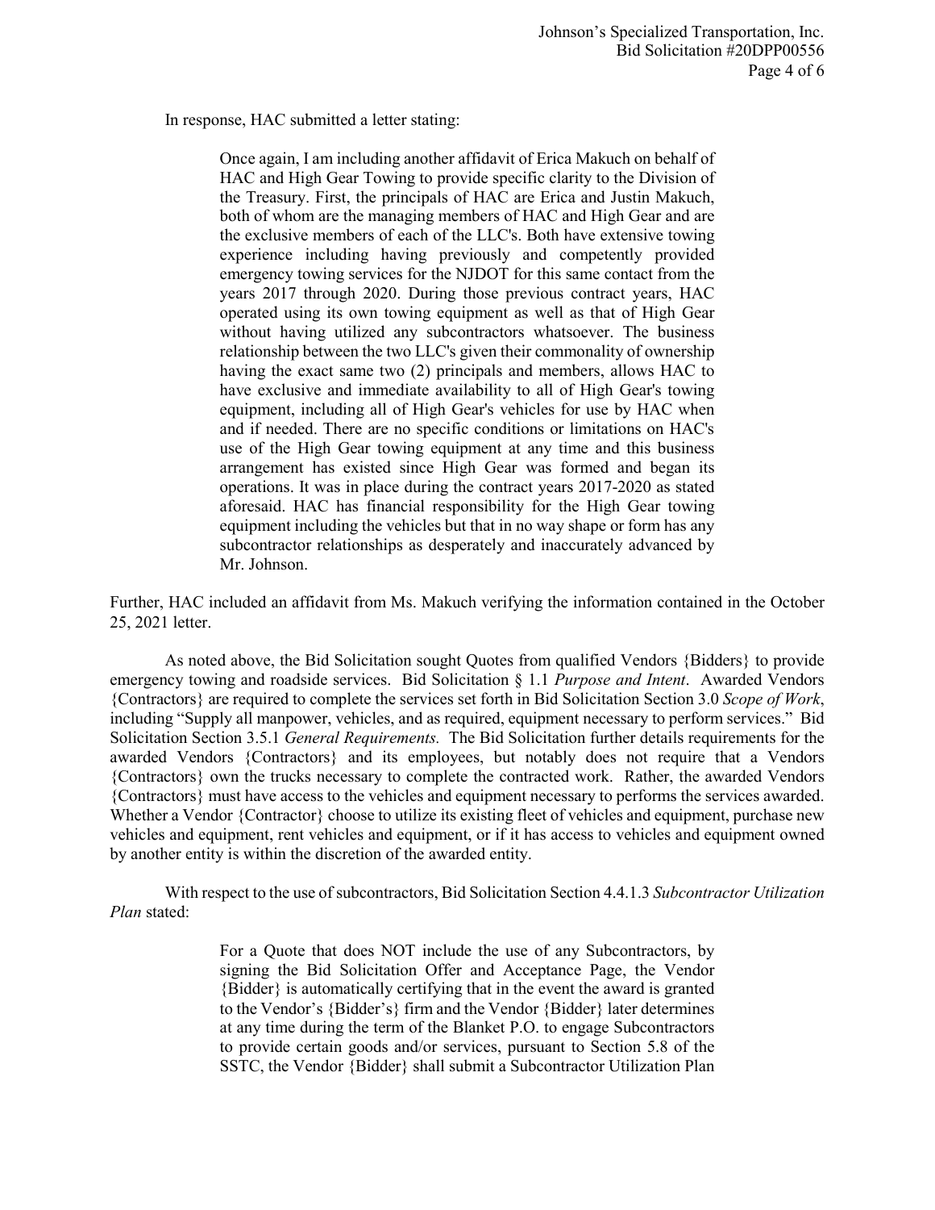In response, HAC submitted a letter stating:

> Once again, I am including another affidavit of Erica Makuch on behalf of HAC and High Gear Towing to provide specific clarity to the Division of the Treasury. First, the principals of HAC are Erica and Justin Makuch, both of whom are the managing members of HAC and High Gear and are the exclusive members of each of the LLC's. Both have extensive towing experience including having previously and competently provided emergency towing services for the NJDOT for this same contact from the years 2017 through 2020. During those previous contract years, HAC operated using its own towing equipment as well as that of High Gear without having utilized any subcontractors whatsoever. The business relationship between the two LLC's given their commonality of ownership having the exact same two (2) principals and members, allows HAC to have exclusive and immediate availability to all of High Gear's towing equipment, including all of High Gear's vehicles for use by HAC when and if needed. There are no specific conditions or limitations on HAC's use of the High Gear towing equipment at any time and this business arrangement has existed since High Gear was formed and began its operations. It was in place during the contract years 2017-2020 as stated aforesaid. HAC has financial responsibility for the High Gear towing equipment including the vehicles but that in no way shape or form has any subcontractor relationships as desperately and inaccurately advanced by Mr. Johnson.

Further, HAC included an affidavit from Ms. Makuch verifying the information contained in the October 25, 2021 letter.

As noted above, the Bid Solicitation sought Quotes from qualified Vendors {Bidders} to provide emergency towing and roadside services. Bid Solicitation § 1.1 *Purpose and Intent*. Awarded Vendors {Contractors} are required to complete the services set forth in Bid Solicitation Section 3.0 *Scope of Work*, including "Supply all manpower, vehicles, and as required, equipment necessary to perform services." Bid Solicitation Section 3.5.1 *General Requirements.* The Bid Solicitation further details requirements for the awarded Vendors {Contractors} and its employees, but notably does not require that a Vendors {Contractors} own the trucks necessary to complete the contracted work. Rather, the awarded Vendors {Contractors} must have access to the vehicles and equipment necessary to performs the services awarded. Whether a Vendor {Contractor} choose to utilize its existing fleet of vehicles and equipment, purchase new vehicles and equipment, rent vehicles and equipment, or if it has access to vehicles and equipment owned by another entity is within the discretion of the awarded entity.

With respect to the use of subcontractors, Bid Solicitation Section 4.4.1.3 *Subcontractor Utilization Plan* stated:

> For a Quote that does NOT include the use of any Subcontractors, by signing the Bid Solicitation Offer and Acceptance Page, the Vendor {Bidder} is automatically certifying that in the event the award is granted to the Vendor's {Bidder's} firm and the Vendor {Bidder} later determines at any time during the term of the Blanket P.O. to engage Subcontractors to provide certain goods and/or services, pursuant to Section 5.8 of the SSTC, the Vendor {Bidder} shall submit a Subcontractor Utilization Plan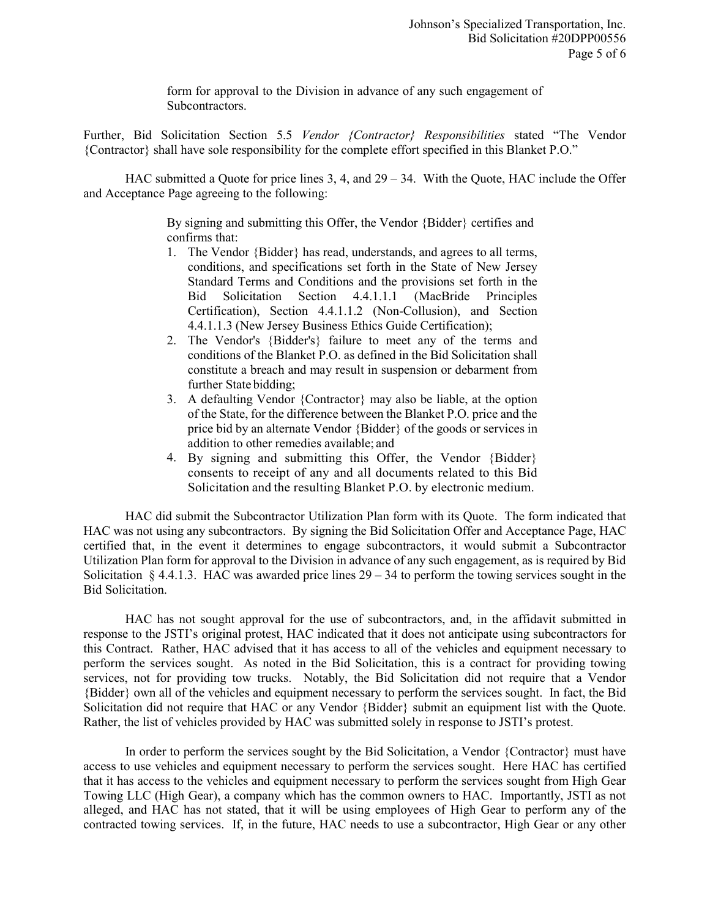form for approval to the Division in advance of any such engagement of Subcontractors.

Further, Bid Solicitation Section 5.5 *Vendor {Contractor} Responsibilities* stated "The Vendor {Contractor} shall have sole responsibility for the complete effort specified in this Blanket P.O."

HAC submitted a Quote for price lines 3, 4, and 29 – 34. With the Quote, HAC include the Offer and Acceptance Page agreeing to the following:

> By signing and submitting this Offer, the Vendor {Bidder} certifies and confirms that:
>
> 1. The Vendor {Bidder} has read, understands, and agrees to all terms, conditions, and specifications set forth in the State of New Jersey Standard Terms and Conditions and the provisions set forth in the Bid Solicitation Section 4.4.1.1.1 (MacBride Principles Certification), Section 4.4.1.1.2 (Non-Collusion), and Section 4.4.1.1.3 (New Jersey Business Ethics Guide Certification);
> 2. The Vendor's {Bidder's} failure to meet any of the terms and conditions of the Blanket P.O. as defined in the Bid Solicitation shall constitute a breach and may result in suspension or debarment from further State bidding;
> 3. A defaulting Vendor {Contractor} may also be liable, at the option of the State, for the difference between the Blanket P.O. price and the price bid by an alternate Vendor {Bidder} of the goods or services in addition to other remedies available; and
> 4. By signing and submitting this Offer, the Vendor {Bidder} consents to receipt of any and all documents related to this Bid Solicitation and the resulting Blanket P.O. by electronic medium.

HAC did submit the Subcontractor Utilization Plan form with its Quote. The form indicated that HAC was not using any subcontractors. By signing the Bid Solicitation Offer and Acceptance Page, HAC certified that, in the event it determines to engage subcontractors, it would submit a Subcontractor Utilization Plan form for approval to the Division in advance of any such engagement, as is required by Bid Solicitation § 4.4.1.3. HAC was awarded price lines 29 – 34 to perform the towing services sought in the Bid Solicitation.

HAC has not sought approval for the use of subcontractors, and, in the affidavit submitted in response to the JSTI's original protest, HAC indicated that it does not anticipate using subcontractors for this Contract. Rather, HAC advised that it has access to all of the vehicles and equipment necessary to perform the services sought. As noted in the Bid Solicitation, this is a contract for providing towing services, not for providing tow trucks. Notably, the Bid Solicitation did not require that a Vendor {Bidder} own all of the vehicles and equipment necessary to perform the services sought. In fact, the Bid Solicitation did not require that HAC or any Vendor {Bidder} submit an equipment list with the Quote. Rather, the list of vehicles provided by HAC was submitted solely in response to JSTI's protest.

In order to perform the services sought by the Bid Solicitation, a Vendor {Contractor} must have access to use vehicles and equipment necessary to perform the services sought. Here HAC has certified that it has access to the vehicles and equipment necessary to perform the services sought from High Gear Towing LLC (High Gear), a company which has the common owners to HAC. Importantly, JSTI as not alleged, and HAC has not stated, that it will be using employees of High Gear to perform any of the contracted towing services. If, in the future, HAC needs to use a subcontractor, High Gear or any other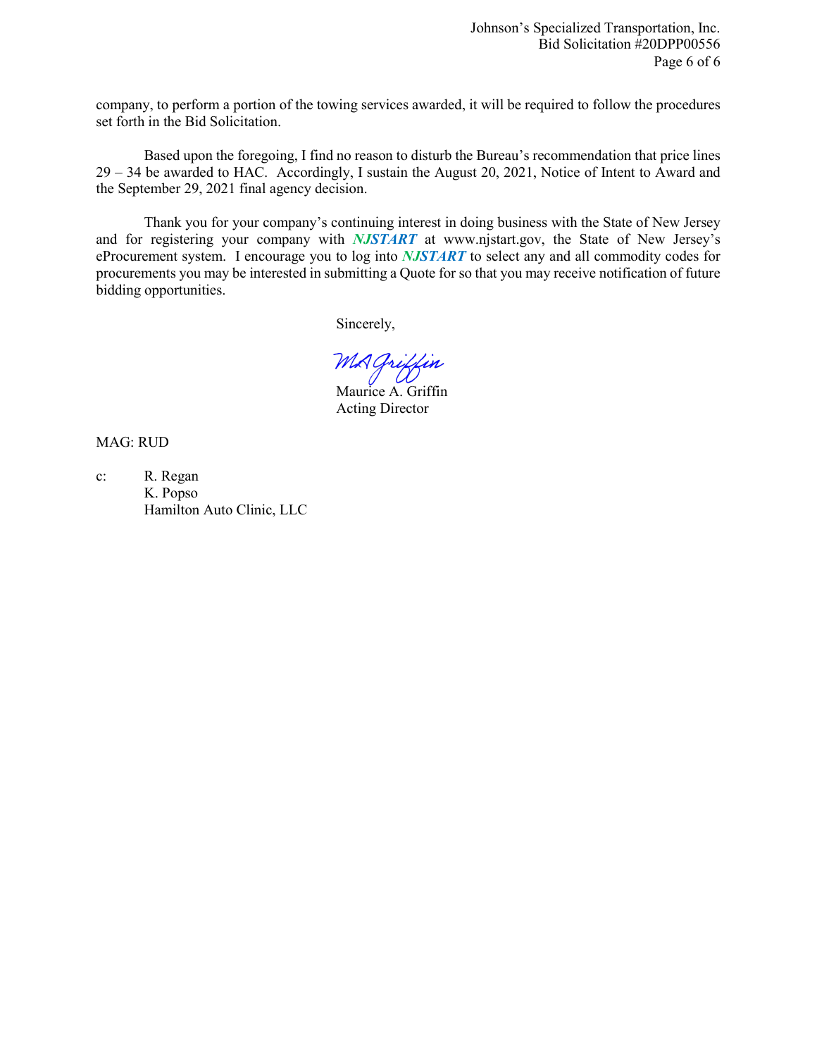company, to perform a portion of the towing services awarded, it will be required to follow the procedures set forth in the Bid Solicitation.

Based upon the foregoing, I find no reason to disturb the Bureau's recommendation that price lines 29 – 34 be awarded to HAC. Accordingly, I sustain the August 20, 2021, Notice of Intent to Award and the September 29, 2021 final agency decision.

Thank you for your company's continuing interest in doing business with the State of New Jersey and for registering your company with ***NJSTART*** at www.njstart.gov, the State of New Jersey's eProcurement system. I encourage you to log into ***NJSTART*** to select any and all commodity codes for procurements you may be interested in submitting a Quote for so that you may receive notification of future bidding opportunities.

Sincerely,

MA Griffin

Maurice A. Griffin
Acting Director

MAG: RUD

c: R. Regan
K. Popso
Hamilton Auto Clinic, LLC